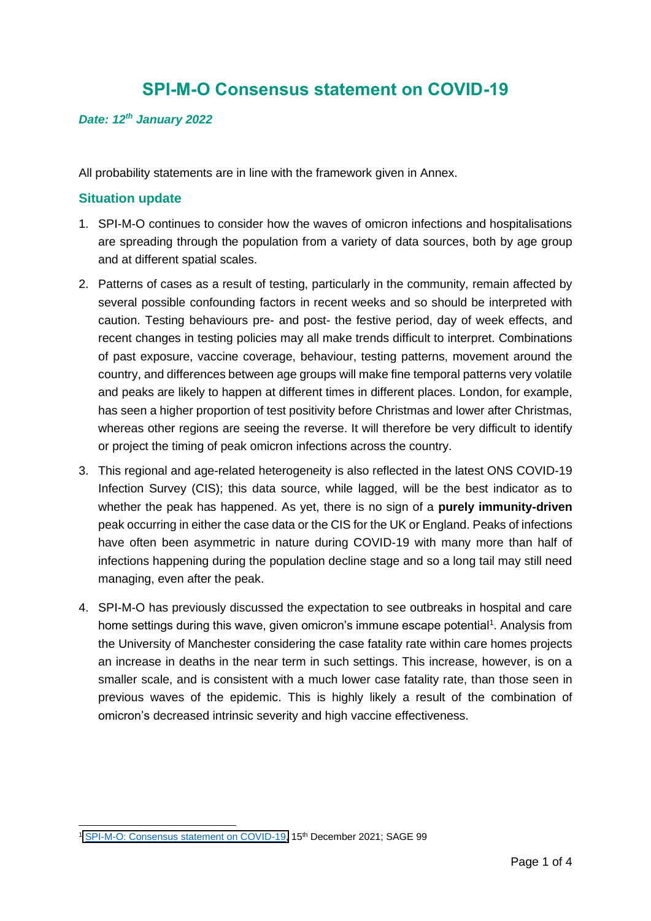# SPI-M-O Consensus statement on COVID-19

***Date: 12th January 2022***

All probability statements are in line with the framework given in Annex.

## Situation update

1. SPI-M-O continues to consider how the waves of omicron infections and hospitalisations are spreading through the population from a variety of data sources, both by age group and at different spatial scales.

2. Patterns of cases as a result of testing, particularly in the community, remain affected by several possible confounding factors in recent weeks and so should be interpreted with caution. Testing behaviours pre- and post- the festive period, day of week effects, and recent changes in testing policies may all make trends difficult to interpret. Combinations of past exposure, vaccine coverage, behaviour, testing patterns, movement around the country, and differences between age groups will make fine temporal patterns very volatile and peaks are likely to happen at different times in different places. London, for example, has seen a higher proportion of test positivity before Christmas and lower after Christmas, whereas other regions are seeing the reverse. It will therefore be very difficult to identify or project the timing of peak omicron infections across the country.

3. This regional and age-related heterogeneity is also reflected in the latest ONS COVID-19 Infection Survey (CIS); this data source, while lagged, will be the best indicator as to whether the peak has happened. As yet, there is no sign of a **purely immunity-driven** peak occurring in either the case data or the CIS for the UK or England. Peaks of infections have often been asymmetric in nature during COVID-19 with many more than half of infections happening during the population decline stage and so a long tail may still need managing, even after the peak.

4. SPI-M-O has previously discussed the expectation to see outbreaks in hospital and care home settings during this wave, given omicron's immune escape potential[1]. Analysis from the University of Manchester considering the case fatality rate within care homes projects an increase in deaths in the near term in such settings. This increase, however, is on a smaller scale, and is consistent with a much lower case fatality rate, than those seen in previous waves of the epidemic. This is highly likely a result of the combination of omicron's decreased intrinsic severity and high vaccine effectiveness.

---

[1] SPI-M-O: Consensus statement on COVID-19, 15th December 2021; SAGE 99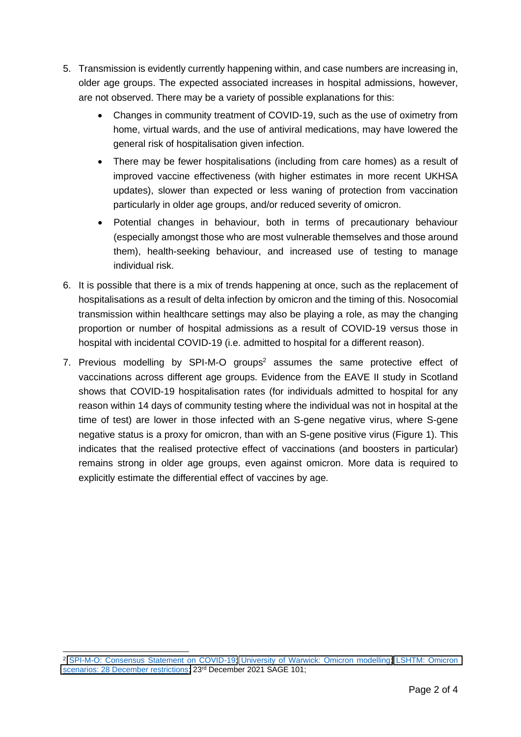5. Transmission is evidently currently happening within, and case numbers are increasing in, older age groups. The expected associated increases in hospital admissions, however, are not observed. There may be a variety of possible explanations for this:
    - Changes in community treatment of COVID-19, such as the use of oximetry from home, virtual wards, and the use of antiviral medications, may have lowered the general risk of hospitalisation given infection.
    - There may be fewer hospitalisations (including from care homes) as a result of improved vaccine effectiveness (with higher estimates in more recent UKHSA updates), slower than expected or less waning of protection from vaccination particularly in older age groups, and/or reduced severity of omicron.
    - Potential changes in behaviour, both in terms of precautionary behaviour (especially amongst those who are most vulnerable themselves and those around them), health-seeking behaviour, and increased use of testing to manage individual risk.
6. It is possible that there is a mix of trends happening at once, such as the replacement of hospitalisations as a result of delta infection by omicron and the timing of this. Nosocomial transmission within healthcare settings may also be playing a role, as may the changing proportion or number of hospital admissions as a result of COVID-19 versus those in hospital with incidental COVID-19 (i.e. admitted to hospital for a different reason).
7. Previous modelling by SPI-M-O groups[2] assumes the same protective effect of vaccinations across different age groups. Evidence from the EAVE II study in Scotland shows that COVID-19 hospitalisation rates (for individuals admitted to hospital for any reason within 14 days of community testing where the individual was not in hospital at the time of test) are lower in those infected with an S-gene negative virus, where S-gene negative status is a proxy for omicron, than with an S-gene positive virus (Figure 1). This indicates that the realised protective effect of vaccinations (and boosters in particular) remains strong in older age groups, even against omicron. More data is required to explicitly estimate the differential effect of vaccines by age.

---

[2] SPI-M-O: Consensus Statement on COVID-19; University of Warwick: Omicron modelling; LSHTM: Omicron scenarios: 28 December restrictions; 23rd December 2021 SAGE 101;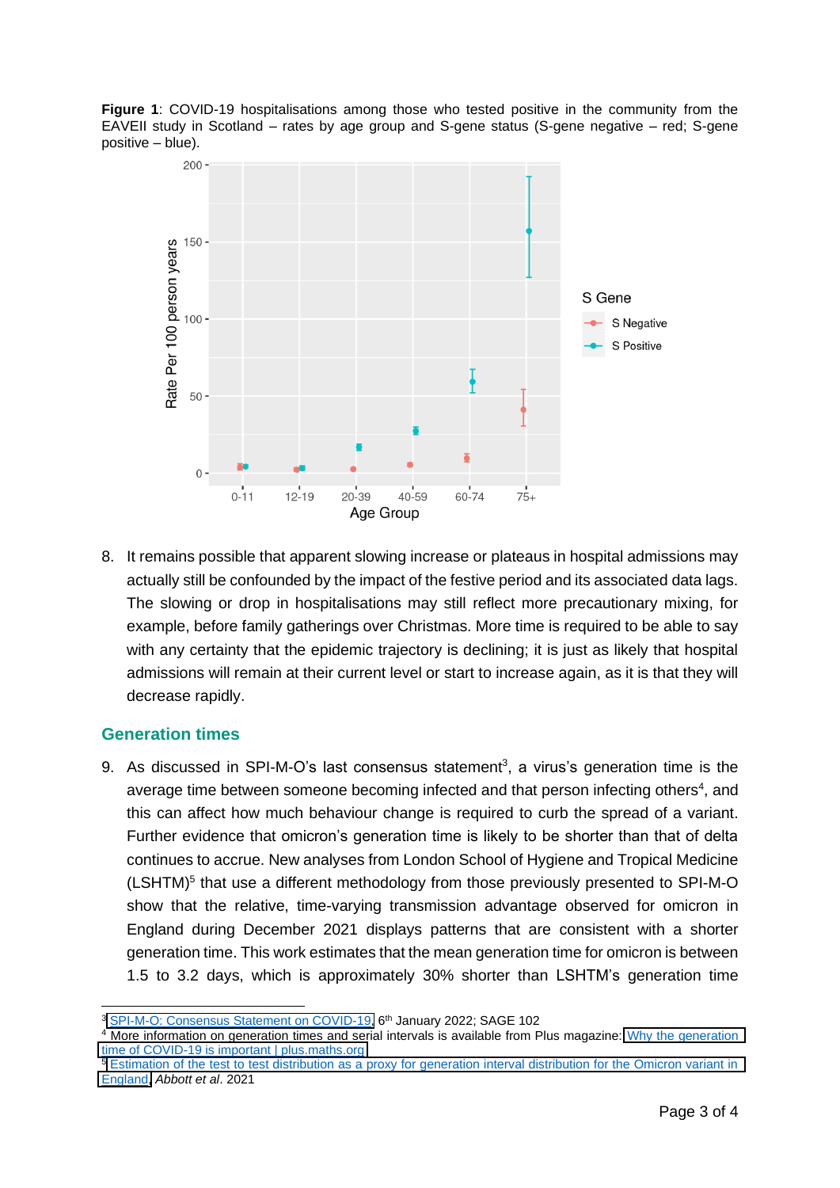**Figure 1**: COVID-19 hospitalisations among those who tested positive in the community from the EAVEII study in Scotland – rates by age group and S-gene status (S-gene negative – red; S-gene positive – blue).

8. It remains possible that apparent slowing increase or plateaus in hospital admissions may actually still be confounded by the impact of the festive period and its associated data lags. The slowing or drop in hospitalisations may still reflect more precautionary mixing, for example, before family gatherings over Christmas. More time is required to be able to say with any certainty that the epidemic trajectory is declining; it is just as likely that hospital admissions will remain at their current level or start to increase again, as it is that they will decrease rapidly.

## Generation times

9. As discussed in SPI-M-O's last consensus statement[3], a virus's generation time is the average time between someone becoming infected and that person infecting others[4], and this can affect how much behaviour change is required to curb the spread of a variant. Further evidence that omicron's generation time is likely to be shorter than that of delta continues to accrue. New analyses from London School of Hygiene and Tropical Medicine (LSHTM)[5] that use a different methodology from those previously presented to SPI-M-O show that the relative, time-varying transmission advantage observed for omicron in England during December 2021 displays patterns that are consistent with a shorter generation time. This work estimates that the mean generation time for omicron is between 1.5 to 3.2 days, which is approximately 30% shorter than LSHTM's generation time

---

[3] SPI-M-O: Consensus Statement on COVID-19, 6th January 2022; SAGE 102

[4] More information on generation times and serial intervals is available from Plus magazine: Why the generation time of COVID-19 is important | plus.maths.org

[5] Estimation of the test to test distribution as a proxy for generation interval distribution for the Omicron variant in England, *Abbott et al*. 2021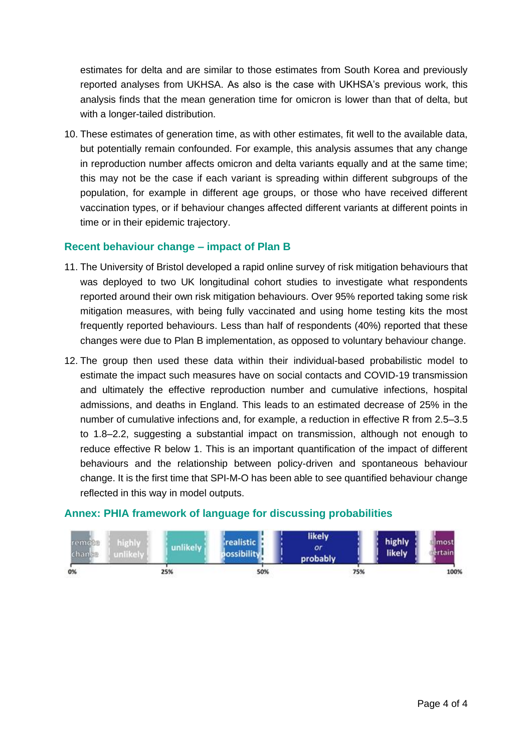estimates for delta and are similar to those estimates from South Korea and previously reported analyses from UKHSA. As also is the case with UKHSA's previous work, this analysis finds that the mean generation time for omicron is lower than that of delta, but with a longer-tailed distribution.

10. These estimates of generation time, as with other estimates, fit well to the available data, but potentially remain confounded. For example, this analysis assumes that any change in reproduction number affects omicron and delta variants equally and at the same time; this may not be the case if each variant is spreading within different subgroups of the population, for example in different age groups, or those who have received different vaccination types, or if behaviour changes affected different variants at different points in time or in their epidemic trajectory.

## Recent behaviour change – impact of Plan B

11. The University of Bristol developed a rapid online survey of risk mitigation behaviours that was deployed to two UK longitudinal cohort studies to investigate what respondents reported around their own risk mitigation behaviours. Over 95% reported taking some risk mitigation measures, with being fully vaccinated and using home testing kits the most frequently reported behaviours. Less than half of respondents (40%) reported that these changes were due to Plan B implementation, as opposed to voluntary behaviour change.

12. The group then used these data within their individual-based probabilistic model to estimate the impact such measures have on social contacts and COVID-19 transmission and ultimately the effective reproduction number and cumulative infections, hospital admissions, and deaths in England. This leads to an estimated decrease of 25% in the number of cumulative infections and, for example, a reduction in effective R from 2.5–3.5 to 1.8–2.2, suggesting a substantial impact on transmission, although not enough to reduce effective R below 1. This is an important quantification of the impact of different behaviours and the relationship between policy-driven and spontaneous behaviour change. It is the first time that SPI-M-O has been able to see quantified behaviour change reflected in this way in model outputs.

## Annex: PHIA framework of language for discussing probabilities

remote chance
highly unlikely
unlikely
realistic possibility
likely or probably
highly likely
almost certain

0%
25%
50%
75%
100%